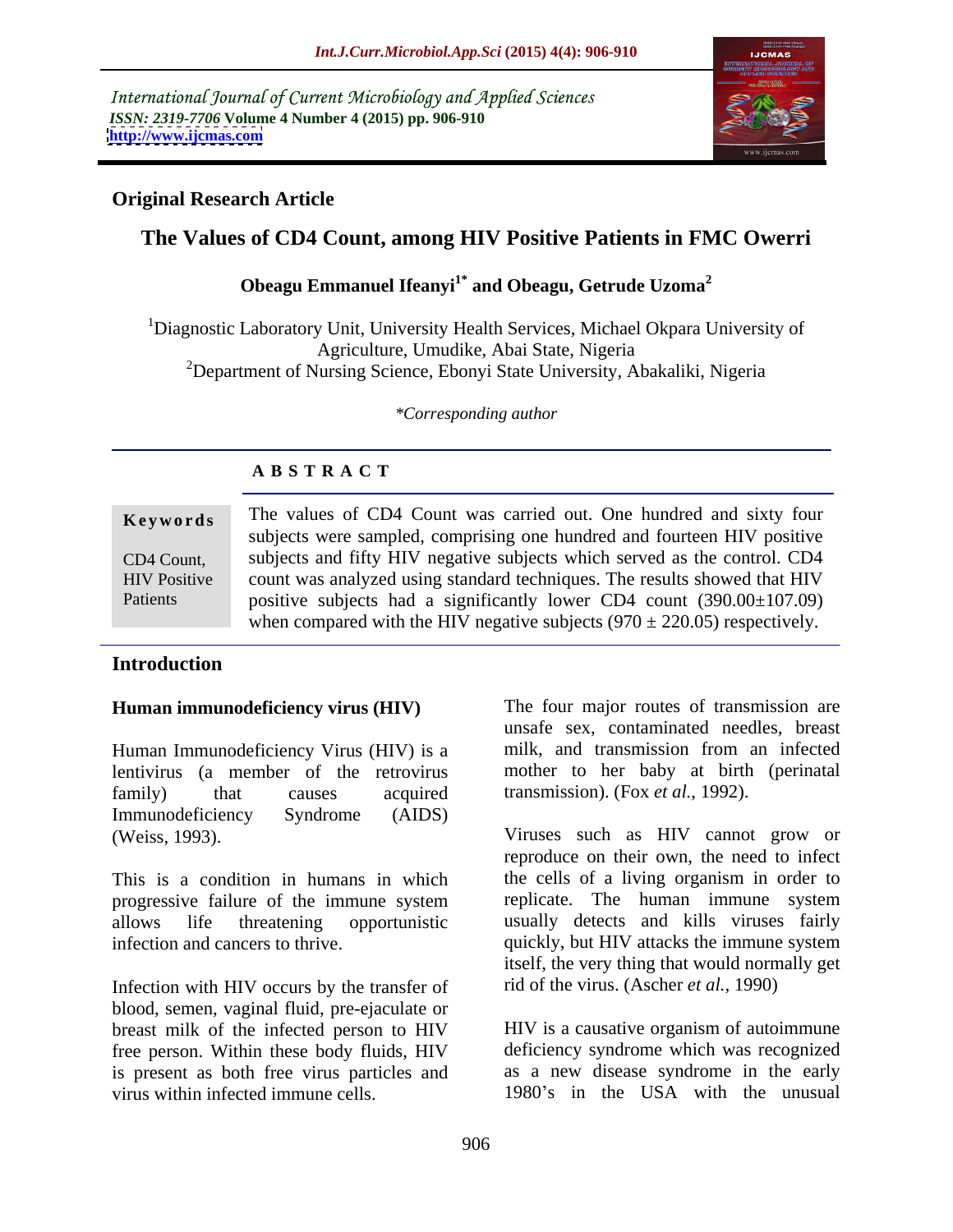International Journal of Current Microbiology and Applied Sciences
*ISSN: 2319-7706* **Volume 4 Number 4 (2015) pp. 906-910**
**http://www.ijcmas.com**

**Original Research Article**

# The Values of CD4 Count, among HIV Positive Patients in FMC Owerri

**Obeagu Emmanuel Ifeanyi[1*] and Obeagu, Getrude Uzoma[2]**

[1]Diagnostic Laboratory Unit, University Health Services, Michael Okpara University of Agriculture, Umudike, Abai State, Nigeria
[2]Department of Nursing Science, Ebonyi State University, Abakaliki, Nigeria

*\*Corresponding author*

## ABSTRACT

**Keywords**

CD4 Count, HIV Positive Patients

The values of CD4 Count was carried out. One hundred and sixty four subjects were sampled, comprising one hundred and fourteen HIV positive subjects and fifty HIV negative subjects which served as the control. CD4 count was analyzed using standard techniques. The results showed that HIV positive subjects had a significantly lower CD4 count (390.00±107.09) when compared with the HIV negative subjects (970 ± 220.05) respectively.

## Introduction

### Human immunodeficiency virus (HIV)

Human Immunodeficiency Virus (HIV) is a lentivirus (a member of the retrovirus family) that causes acquired Immunodeficiency Syndrome (AIDS) (Weiss, 1993).

This is a condition in humans in which progressive failure of the immune system allows life threatening opportunistic infection and cancers to thrive.

Infection with HIV occurs by the transfer of blood, semen, vaginal fluid, pre-ejaculate or breast milk of the infected person to HIV free person. Within these body fluids, HIV is present as both free virus particles and virus within infected immune cells.

The four major routes of transmission are unsafe sex, contaminated needles, breast milk, and transmission from an infected mother to her baby at birth (perinatal transmission). (Fox *et al.*, 1992).

Viruses such as HIV cannot grow or reproduce on their own, the need to infect the cells of a living organism in order to replicate. The human immune system usually detects and kills viruses fairly quickly, but HIV attacks the immune system itself, the very thing that would normally get rid of the virus. (Ascher *et al.*, 1990)

HIV is a causative organism of autoimmune deficiency syndrome which was recognized as a new disease syndrome in the early 1980's in the USA with the unusual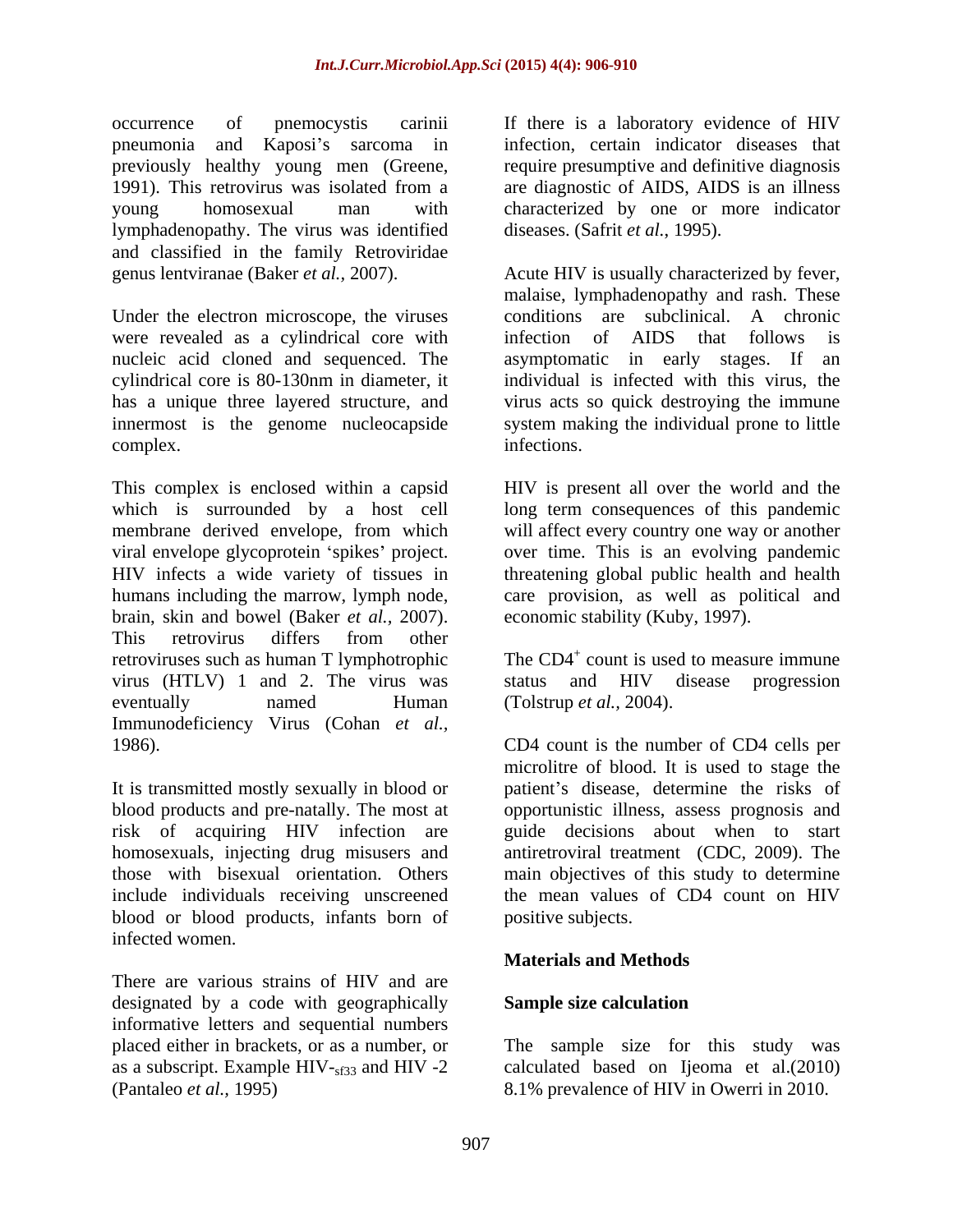occurrence of pnemocystis carinii pneumonia and Kaposi's sarcoma in previously healthy young men (Greene, 1991). This retrovirus was isolated from a young homosexual man with lymphadenopathy. The virus was identified and classified in the family Retroviridae genus lentviranae (Baker *et al.,* 2007).

Under the electron microscope, the viruses were revealed as a cylindrical core with nucleic acid cloned and sequenced. The cylindrical core is 80-130nm in diameter, it has a unique three layered structure, and innermost is the genome nucleocapside complex.

This complex is enclosed within a capsid which is surrounded by a host cell membrane derived envelope, from which viral envelope glycoprotein 'spikes' project. HIV infects a wide variety of tissues in humans including the marrow, lymph node, brain, skin and bowel (Baker *et al.,* 2007). This retrovirus differs from other retroviruses such as human T lymphotrophic virus (HTLV) 1 and 2. The virus was eventually named Human Immunodeficiency Virus (Cohan *et al.,* 1986).

It is transmitted mostly sexually in blood or blood products and pre-natally. The most at risk of acquiring HIV infection are homosexuals, injecting drug misusers and those with bisexual orientation. Others include individuals receiving unscreened blood or blood products, infants born of infected women.

There are various strains of HIV and are designated by a code with geographically informative letters and sequential numbers placed either in brackets, or as a number, or as a subscript. Example HIV-$_{sf33}$ and HIV -2 (Pantaleo *et al.,* 1995)

If there is a laboratory evidence of HIV infection, certain indicator diseases that require presumptive and definitive diagnosis are diagnostic of AIDS, AIDS is an illness characterized by one or more indicator diseases. (Safrit *et al.,* 1995).

Acute HIV is usually characterized by fever, malaise, lymphadenopathy and rash. These conditions are subclinical. A chronic infection of AIDS that follows is asymptomatic in early stages. If an individual is infected with this virus, the virus acts so quick destroying the immune system making the individual prone to little infections.

HIV is present all over the world and the long term consequences of this pandemic will affect every country one way or another over time. This is an evolving pandemic threatening global public health and health care provision, as well as political and economic stability (Kuby, 1997).

The $CD4^+$ count is used to measure immune status and HIV disease progression (Tolstrup *et al.,* 2004).

CD4 count is the number of CD4 cells per microlitre of blood. It is used to stage the patient's disease, determine the risks of opportunistic illness, assess prognosis and guide decisions about when to start antiretroviral treatment (CDC, 2009). The main objectives of this study to determine the mean values of CD4 count on HIV positive subjects.

## Materials and Methods

### Sample size calculation

The sample size for this study was calculated based on Ijeoma et al.(2010) 8.1% prevalence of HIV in Owerri in 2010.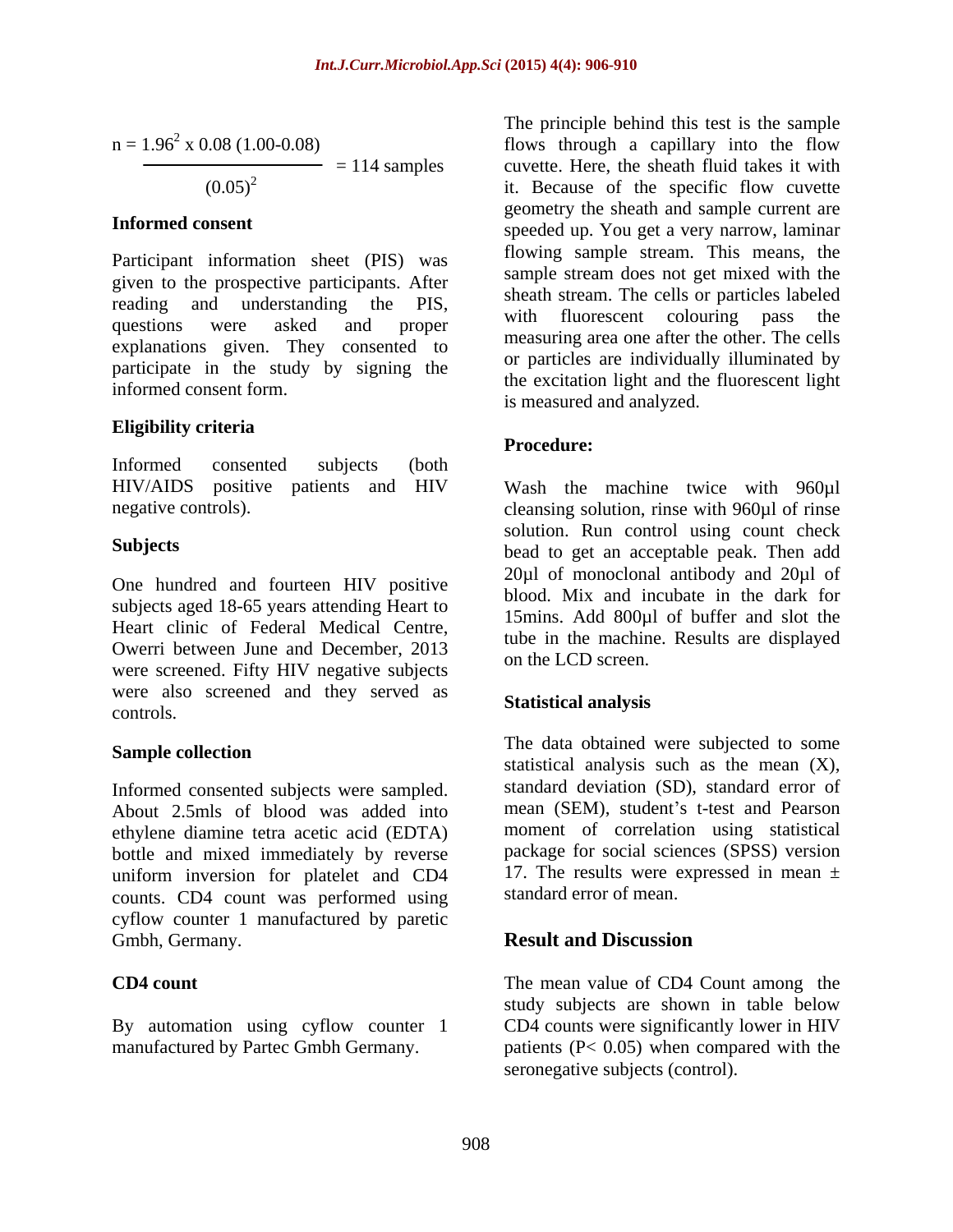$$n = \frac{1.96^2 \times 0.08\,(1.00-0.08)}{(0.05)^2} = 114 \text{ samples}$$

### Informed consent

Participant information sheet (PIS) was given to the prospective participants. After reading and understanding the PIS, questions were asked and proper explanations given. They consented to participate in the study by signing the informed consent form.

### Eligibility criteria

Informed consented subjects (both HIV/AIDS positive patients and HIV negative controls).

### Subjects

One hundred and fourteen HIV positive subjects aged 18-65 years attending Heart to Heart clinic of Federal Medical Centre, Owerri between June and December, 2013 were screened. Fifty HIV negative subjects were also screened and they served as controls.

### Sample collection

Informed consented subjects were sampled. About 2.5mls of blood was added into ethylene diamine tetra acetic acid (EDTA) bottle and mixed immediately by reverse uniform inversion for platelet and CD4 counts. CD4 count was performed using cyflow counter 1 manufactured by paretic Gmbh, Germany.

### CD4 count

By automation using cyflow counter 1 manufactured by Partec Gmbh Germany.

The principle behind this test is the sample flows through a capillary into the flow cuvette. Here, the sheath fluid takes it with it. Because of the specific flow cuvette geometry the sheath and sample current are speeded up. You get a very narrow, laminar flowing sample stream. This means, the sample stream does not get mixed with the sheath stream. The cells or particles labeled with fluorescent colouring pass the measuring area one after the other. The cells or particles are individually illuminated by the excitation light and the fluorescent light is measured and analyzed.

### Procedure:

Wash the machine twice with 960µl cleansing solution, rinse with 960µl of rinse solution. Run control using count check bead to get an acceptable peak. Then add 20µl of monoclonal antibody and 20µl of blood. Mix and incubate in the dark for 15mins. Add 800µl of buffer and slot the tube in the machine. Results are displayed on the LCD screen.

### Statistical analysis

The data obtained were subjected to some statistical analysis such as the mean (X), standard deviation (SD), standard error of mean (SEM), student's t-test and Pearson moment of correlation using statistical package for social sciences (SPSS) version 17. The results were expressed in mean ± standard error of mean.

## Result and Discussion

The mean value of CD4 Count among the study subjects are shown in table below CD4 counts were significantly lower in HIV patients ($P< 0.05$) when compared with the seronegative subjects (control).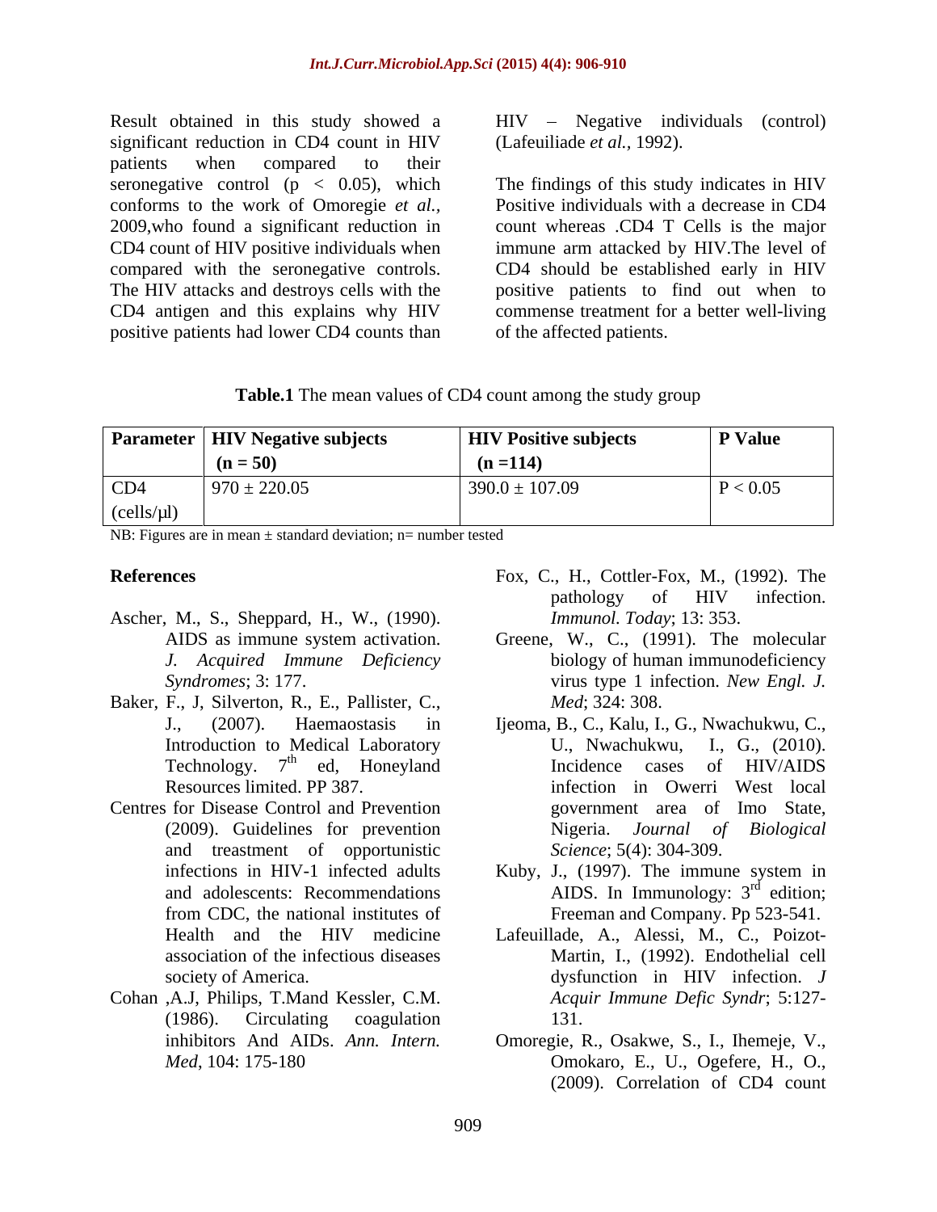Result obtained in this study showed a significant reduction in CD4 count in HIV patients when compared to their seronegative control ($p < 0.05$), which conforms to the work of Omoregie *et al.*, 2009,who found a significant reduction in CD4 count of HIV positive individuals when compared with the seronegative controls. The HIV attacks and destroys cells with the CD4 antigen and this explains why HIV positive patients had lower CD4 counts than HIV – Negative individuals (control) (Lafeuiliade *et al.*, 1992).

The findings of this study indicates in HIV Positive individuals with a decrease in CD4 count whereas .CD4 T Cells is the major immune arm attacked by HIV.The level of CD4 should be established early in HIV positive patients to find out when to commense treatment for a better well-living of the affected patients.

**Table.1** The mean values of CD4 count among the study group

| **Parameter** | **HIV Negative subjects (n = 50)** | **HIV Positive subjects (n =114)** | **P Value** |
|---|---|---|---|
| CD4 (cells/µl) | 970 ± 220.05 | 390.0 ± 107.09 | $P < 0.05$ |

NB: Figures are in mean ± standard deviation; n= number tested

## References

Ascher, M., S., Sheppard, H., W., (1990). AIDS as immune system activation. *J. Acquired Immune Deficiency Syndromes*; 3: 177.

Baker, F., J, Silverton, R., E., Pallister, C., J., (2007). Haemaostasis in Introduction to Medical Laboratory Technology. 7th ed, Honeyland Resources limited. PP 387.

Centres for Disease Control and Prevention (2009). Guidelines for prevention and treatment of opportunistic infections in HIV-1 infected adults and adolescents: Recommendations from CDC, the national institutes of Health and the HIV medicine association of the infectious diseases society of America.

Cohan ,A.J, Philips, T.Mand Kessler, C.M. (1986). Circulating coagulation inhibitors And AIDs. *Ann. Intern. Med*, 104: 175-180

Fox, C., H., Cottler-Fox, M., (1992). The pathology of HIV infection. *Immunol. Today*; 13: 353.

Greene, W., C., (1991). The molecular biology of human immunodeficiency virus type 1 infection. *New Engl. J. Med*; 324: 308.

Ijeoma, B., C., Kalu, I., G., Nwachukwu, C., U., Nwachukwu, I., G., (2010). Incidence cases of HIV/AIDS infection in Owerri West local government area of Imo State, Nigeria. *Journal of Biological Science*; 5(4): 304-309.

Kuby, J., (1997). The immune system in AIDS. In Immunology: 3rd edition; Freeman and Company. Pp 523-541.

Lafeuillade, A., Alessi, M., C., Poizot-Martin, I., (1992). Endothelial cell dysfunction in HIV infection. *J Acquir Immune Defic Syndr*; 5:127-131.

Omoregie, R., Osakwe, S., I., Ihemeje, V., Omokaro, E., U., Ogefere, H., O., (2009). Correlation of CD4 count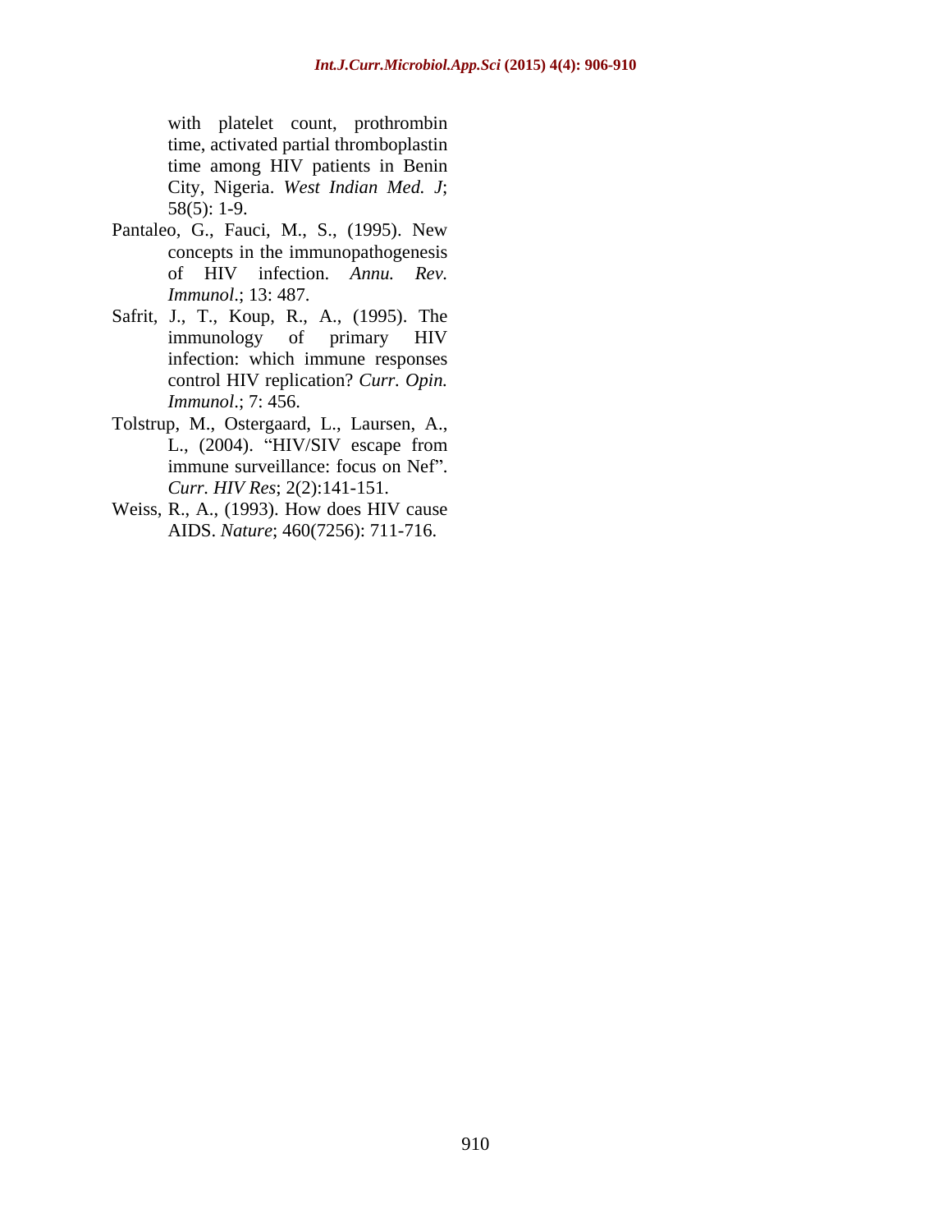with platelet count, prothrombin time, activated partial thromboplastin time among HIV patients in Benin City, Nigeria. *West Indian Med. J*; 58(5): 1-9.

Pantaleo, G., Fauci, M., S., (1995). New concepts in the immunopathogenesis of HIV infection. *Annu. Rev. Immunol*.; 13: 487.

Safrit, J., T., Koup, R., A., (1995). The immunology of primary HIV infection: which immune responses control HIV replication? *Curr. Opin. Immunol*.; 7: 456.

Tolstrup, M., Ostergaard, L., Laursen, A., L., (2004). "HIV/SIV escape from immune surveillance: focus on Nef". *Curr. HIV Res*; 2(2):141-151.

Weiss, R., A., (1993). How does HIV cause AIDS. *Nature*; 460(7256): 711-716.